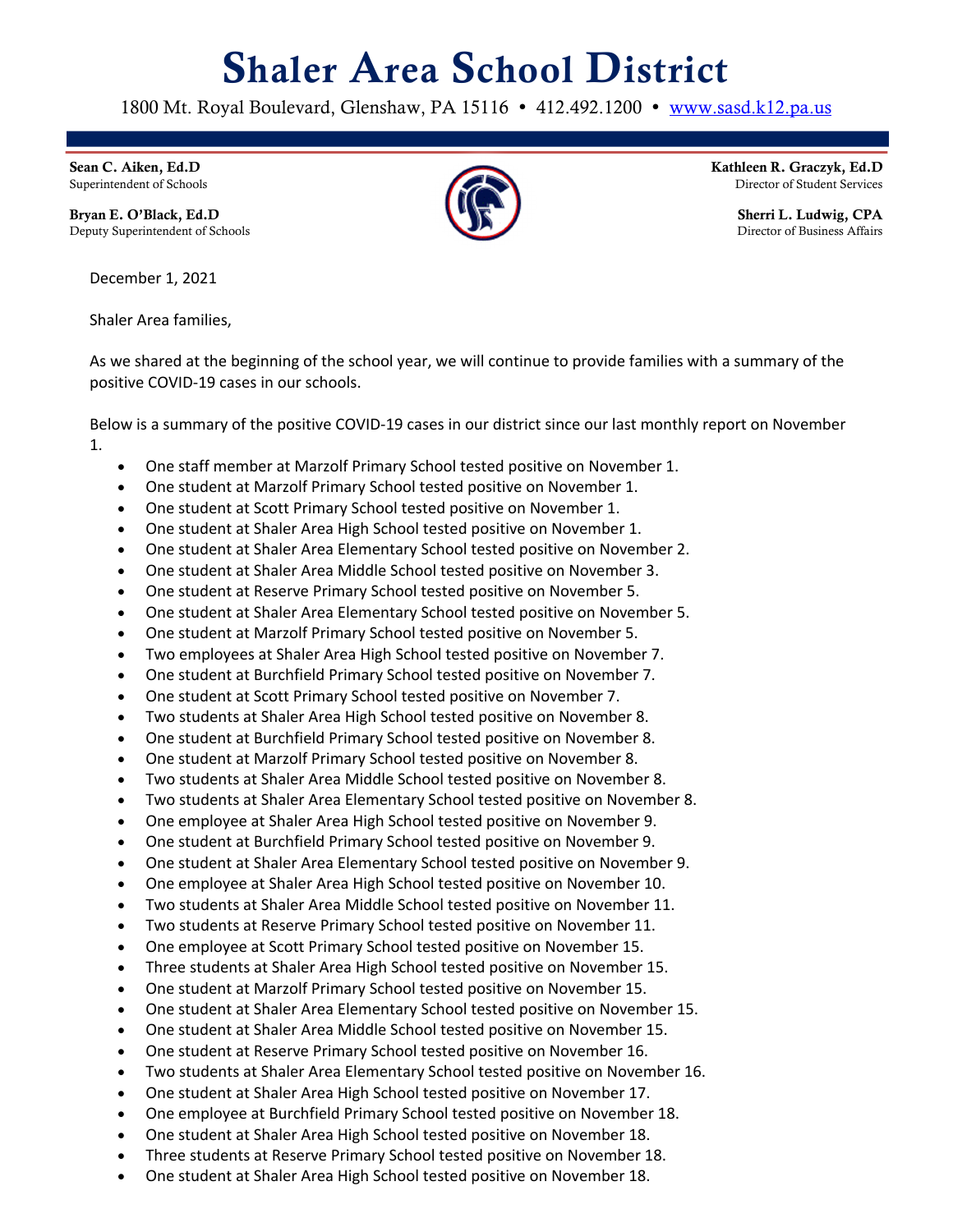# Shaler Area School District

1800 Mt. Royal Boulevard, Glenshaw, PA 15116 • 412.492.1200 • www.sasd.k12.pa.us

**Sean C. Aiken, Ed.D**
Superintendent of Schools

**Bryan E. O'Black, Ed.D**
Deputy Superintendent of Schools

**Kathleen R. Graczyk, Ed.D**
Director of Student Services

**Sherri L. Ludwig, CPA**
Director of Business Affairs

December 1, 2021

Shaler Area families,

As we shared at the beginning of the school year, we will continue to provide families with a summary of the positive COVID-19 cases in our schools.

Below is a summary of the positive COVID-19 cases in our district since our last monthly report on November 1.

- One staff member at Marzolf Primary School tested positive on November 1.
- One student at Marzolf Primary School tested positive on November 1.
- One student at Scott Primary School tested positive on November 1.
- One student at Shaler Area High School tested positive on November 1.
- One student at Shaler Area Elementary School tested positive on November 2.
- One student at Shaler Area Middle School tested positive on November 3.
- One student at Reserve Primary School tested positive on November 5.
- One student at Shaler Area Elementary School tested positive on November 5.
- One student at Marzolf Primary School tested positive on November 5.
- Two employees at Shaler Area High School tested positive on November 7.
- One student at Burchfield Primary School tested positive on November 7.
- One student at Scott Primary School tested positive on November 7.
- Two students at Shaler Area High School tested positive on November 8.
- One student at Burchfield Primary School tested positive on November 8.
- One student at Marzolf Primary School tested positive on November 8.
- Two students at Shaler Area Middle School tested positive on November 8.
- Two students at Shaler Area Elementary School tested positive on November 8.
- One employee at Shaler Area High School tested positive on November 9.
- One student at Burchfield Primary School tested positive on November 9.
- One student at Shaler Area Elementary School tested positive on November 9.
- One employee at Shaler Area High School tested positive on November 10.
- Two students at Shaler Area Middle School tested positive on November 11.
- Two students at Reserve Primary School tested positive on November 11.
- One employee at Scott Primary School tested positive on November 15.
- Three students at Shaler Area High School tested positive on November 15.
- One student at Marzolf Primary School tested positive on November 15.
- One student at Shaler Area Elementary School tested positive on November 15.
- One student at Shaler Area Middle School tested positive on November 15.
- One student at Reserve Primary School tested positive on November 16.
- Two students at Shaler Area Elementary School tested positive on November 16.
- One student at Shaler Area High School tested positive on November 17.
- One employee at Burchfield Primary School tested positive on November 18.
- One student at Shaler Area High School tested positive on November 18.
- Three students at Reserve Primary School tested positive on November 18.
- One student at Shaler Area High School tested positive on November 18.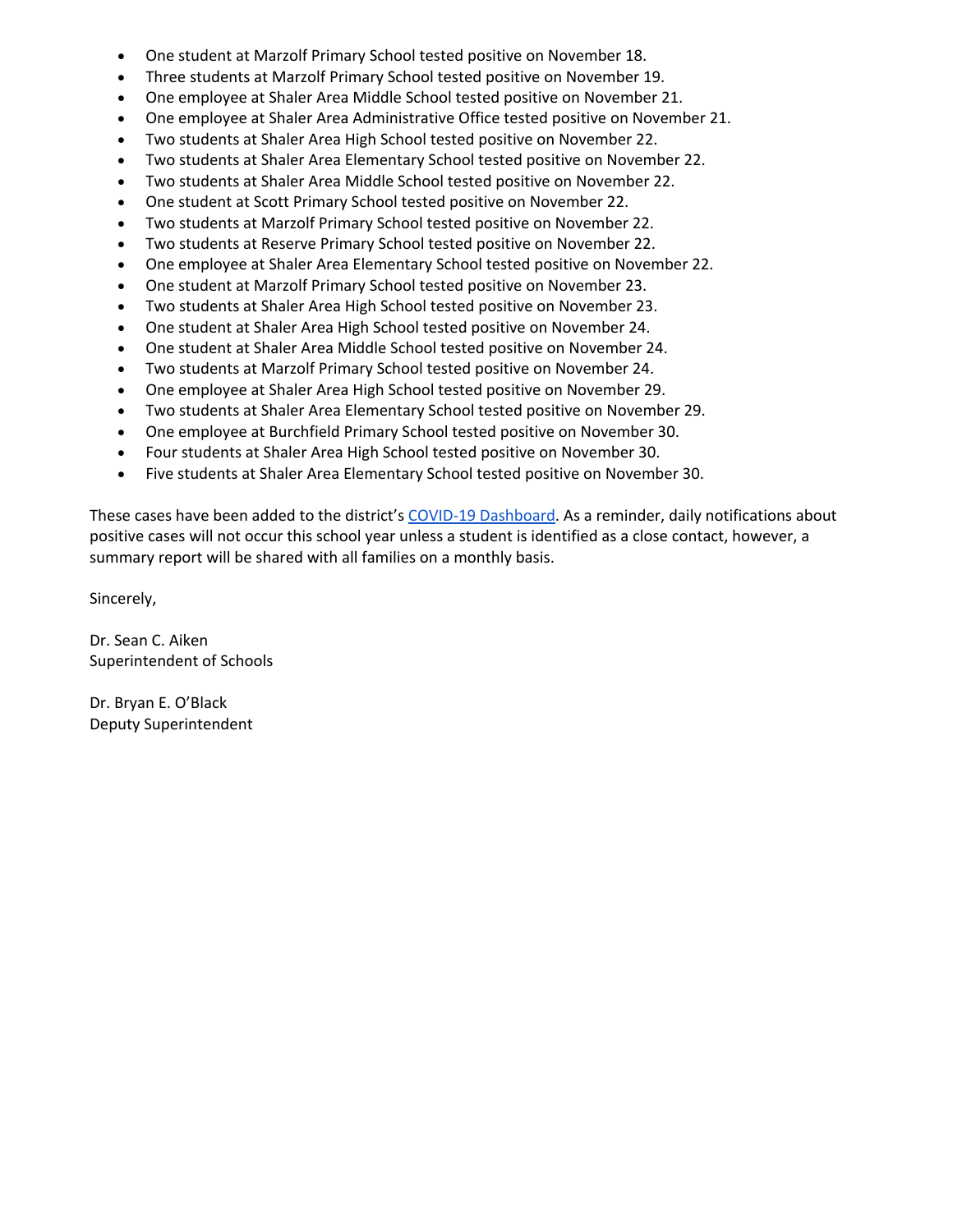- One student at Marzolf Primary School tested positive on November 18.
- Three students at Marzolf Primary School tested positive on November 19.
- One employee at Shaler Area Middle School tested positive on November 21.
- One employee at Shaler Area Administrative Office tested positive on November 21.
- Two students at Shaler Area High School tested positive on November 22.
- Two students at Shaler Area Elementary School tested positive on November 22.
- Two students at Shaler Area Middle School tested positive on November 22.
- One student at Scott Primary School tested positive on November 22.
- Two students at Marzolf Primary School tested positive on November 22.
- Two students at Reserve Primary School tested positive on November 22.
- One employee at Shaler Area Elementary School tested positive on November 22.
- One student at Marzolf Primary School tested positive on November 23.
- Two students at Shaler Area High School tested positive on November 23.
- One student at Shaler Area High School tested positive on November 24.
- One student at Shaler Area Middle School tested positive on November 24.
- Two students at Marzolf Primary School tested positive on November 24.
- One employee at Shaler Area High School tested positive on November 29.
- Two students at Shaler Area Elementary School tested positive on November 29.
- One employee at Burchfield Primary School tested positive on November 30.
- Four students at Shaler Area High School tested positive on November 30.
- Five students at Shaler Area Elementary School tested positive on November 30.

These cases have been added to the district's COVID-19 Dashboard. As a reminder, daily notifications about positive cases will not occur this school year unless a student is identified as a close contact, however, a summary report will be shared with all families on a monthly basis.

Sincerely,

Dr. Sean C. Aiken
Superintendent of Schools

Dr. Bryan E. O'Black
Deputy Superintendent